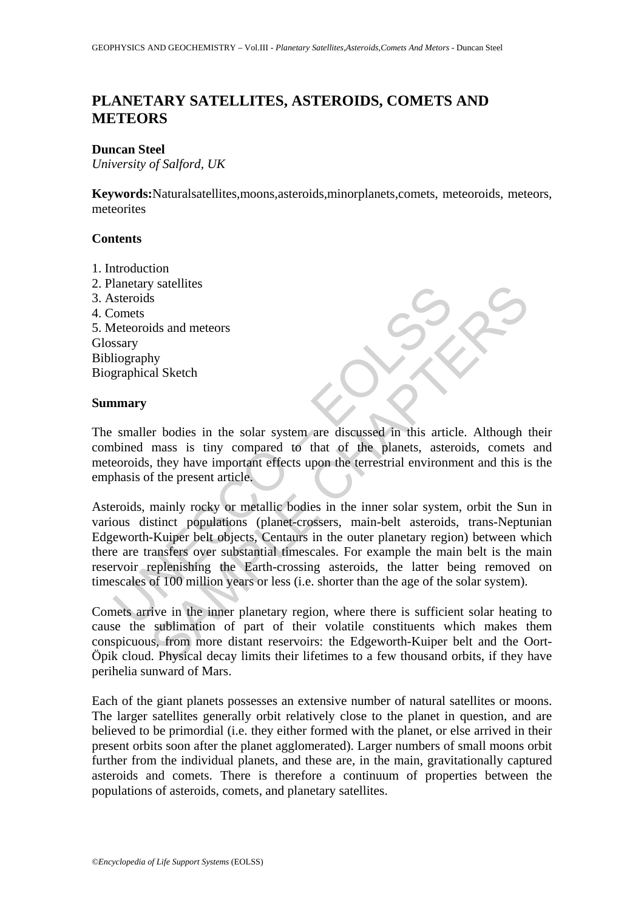# PLANETARY SATELLITES, ASTEROIDS, COMETS AND METEORS

**Duncan Steel**
*University of Salford, UK*

**Keywords:** Natural satellites, moons, asteroids, minor planets, comets, meteoroids, meteors, meteorites

## Contents

1. Introduction
2. Planetary satellites
3. Asteroids
4. Comets
5. Meteoroids and meteors

Glossary
Bibliography
Biographical Sketch

## Summary

The smaller bodies in the solar system are discussed in this article. Although their combined mass is tiny compared to that of the planets, asteroids, comets and meteoroids, they have important effects upon the terrestrial environment and this is the emphasis of the present article.

Asteroids, mainly rocky or metallic bodies in the inner solar system, orbit the Sun in various distinct populations (planet-crossers, main-belt asteroids, trans-Neptunian Edgeworth-Kuiper belt objects, Centaurs in the outer planetary region) between which there are transfers over substantial timescales. For example the main belt is the main reservoir replenishing the Earth-crossing asteroids, the latter being removed on timescales of 100 million years or less (i.e. shorter than the age of the solar system).

Comets arrive in the inner planetary region, where there is sufficient solar heating to cause the sublimation of part of their volatile constituents which makes them conspicuous, from more distant reservoirs: the Edgeworth-Kuiper belt and the Oort-Öpik cloud. Physical decay limits their lifetimes to a few thousand orbits, if they have perihelia sunward of Mars.

Each of the giant planets possesses an extensive number of natural satellites or moons. The larger satellites generally orbit relatively close to the planet in question, and are believed to be primordial (i.e. they either formed with the planet, or else arrived in their present orbits soon after the planet agglomerated). Larger numbers of small moons orbit further from the individual planets, and these are, in the main, gravitationally captured asteroids and comets. There is therefore a continuum of properties between the populations of asteroids, comets, and planetary satellites.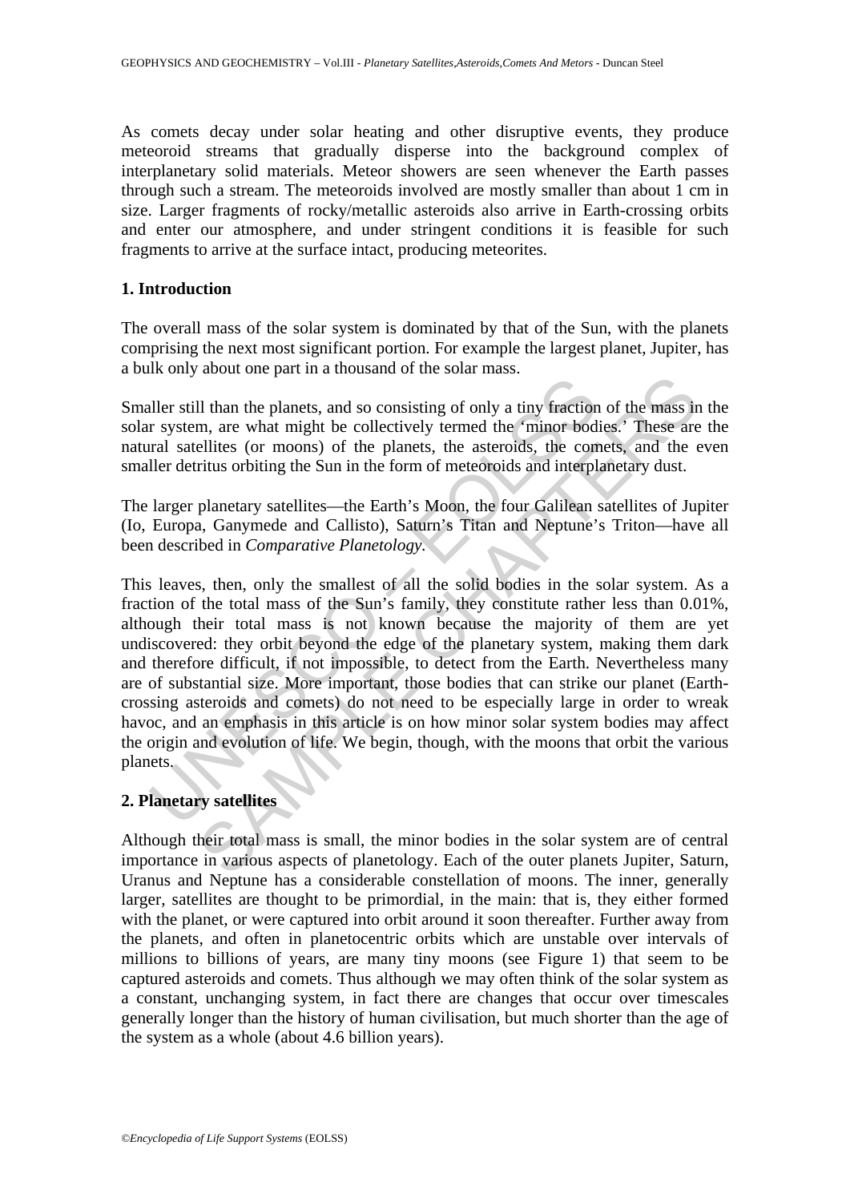As comets decay under solar heating and other disruptive events, they produce meteoroid streams that gradually disperse into the background complex of interplanetary solid materials. Meteor showers are seen whenever the Earth passes through such a stream. The meteoroids involved are mostly smaller than about 1 cm in size. Larger fragments of rocky/metallic asteroids also arrive in Earth-crossing orbits and enter our atmosphere, and under stringent conditions it is feasible for such fragments to arrive at the surface intact, producing meteorites.

## 1. Introduction

The overall mass of the solar system is dominated by that of the Sun, with the planets comprising the next most significant portion. For example the largest planet, Jupiter, has a bulk only about one part in a thousand of the solar mass.

Smaller still than the planets, and so consisting of only a tiny fraction of the mass in the solar system, are what might be collectively termed the 'minor bodies.' These are the natural satellites (or moons) of the planets, the asteroids, the comets, and the even smaller detritus orbiting the Sun in the form of meteoroids and interplanetary dust.

The larger planetary satellites—the Earth's Moon, the four Galilean satellites of Jupiter (Io, Europa, Ganymede and Callisto), Saturn's Titan and Neptune's Triton—have all been described in *Comparative Planetology*.

This leaves, then, only the smallest of all the solid bodies in the solar system. As a fraction of the total mass of the Sun's family, they constitute rather less than 0.01%, although their total mass is not known because the majority of them are yet undiscovered: they orbit beyond the edge of the planetary system, making them dark and therefore difficult, if not impossible, to detect from the Earth. Nevertheless many are of substantial size. More important, those bodies that can strike our planet (Earth-crossing asteroids and comets) do not need to be especially large in order to wreak havoc, and an emphasis in this article is on how minor solar system bodies may affect the origin and evolution of life. We begin, though, with the moons that orbit the various planets.

## 2. Planetary satellites

Although their total mass is small, the minor bodies in the solar system are of central importance in various aspects of planetology. Each of the outer planets Jupiter, Saturn, Uranus and Neptune has a considerable constellation of moons. The inner, generally larger, satellites are thought to be primordial, in the main: that is, they either formed with the planet, or were captured into orbit around it soon thereafter. Further away from the planets, and often in planetocentric orbits which are unstable over intervals of millions to billions of years, are many tiny moons (see Figure 1) that seem to be captured asteroids and comets. Thus although we may often think of the solar system as a constant, unchanging system, in fact there are changes that occur over timescales generally longer than the history of human civilisation, but much shorter than the age of the system as a whole (about 4.6 billion years).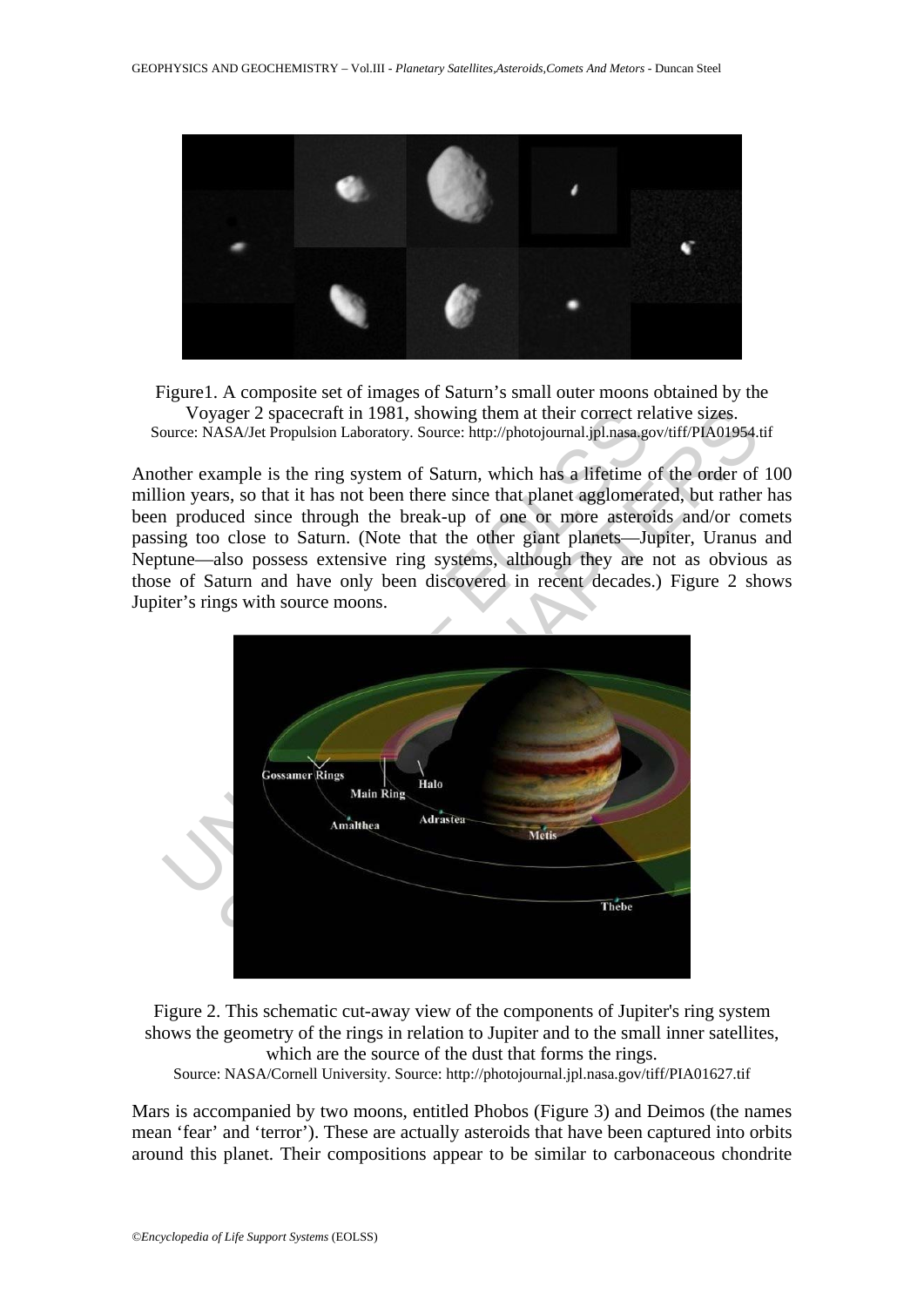Figure1. A composite set of images of Saturn's small outer moons obtained by the Voyager 2 spacecraft in 1981, showing them at their correct relative sizes.
Source: NASA/Jet Propulsion Laboratory. Source: http://photojournal.jpl.nasa.gov/tiff/PIA01954.tif

Another example is the ring system of Saturn, which has a lifetime of the order of 100 million years, so that it has not been there since that planet agglomerated, but rather has been produced since through the break-up of one or more asteroids and/or comets passing too close to Saturn. (Note that the other giant planets—Jupiter, Uranus and Neptune—also possess extensive ring systems, although they are not as obvious as those of Saturn and have only been discovered in recent decades.) Figure 2 shows Jupiter's rings with source moons.

Figure 2. This schematic cut-away view of the components of Jupiter's ring system shows the geometry of the rings in relation to Jupiter and to the small inner satellites, which are the source of the dust that forms the rings.
Source: NASA/Cornell University. Source: http://photojournal.jpl.nasa.gov/tiff/PIA01627.tif

Mars is accompanied by two moons, entitled Phobos (Figure 3) and Deimos (the names mean 'fear' and 'terror'). These are actually asteroids that have been captured into orbits around this planet. Their compositions appear to be similar to carbonaceous chondrite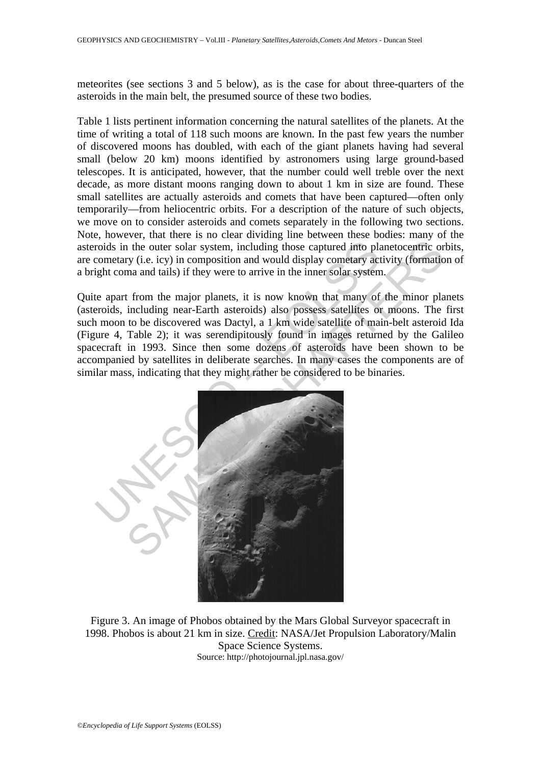meteorites (see sections 3 and 5 below), as is the case for about three-quarters of the asteroids in the main belt, the presumed source of these two bodies.

Table 1 lists pertinent information concerning the natural satellites of the planets. At the time of writing a total of 118 such moons are known. In the past few years the number of discovered moons has doubled, with each of the giant planets having had several small (below 20 km) moons identified by astronomers using large ground-based telescopes. It is anticipated, however, that the number could well treble over the next decade, as more distant moons ranging down to about 1 km in size are found. These small satellites are actually asteroids and comets that have been captured—often only temporarily—from heliocentric orbits. For a description of the nature of such objects, we move on to consider asteroids and comets separately in the following two sections. Note, however, that there is no clear dividing line between these bodies: many of the asteroids in the outer solar system, including those captured into planetocentric orbits, are cometary (i.e. icy) in composition and would display cometary activity (formation of a bright coma and tails) if they were to arrive in the inner solar system.

Quite apart from the major planets, it is now known that many of the minor planets (asteroids, including near-Earth asteroids) also possess satellites or moons. The first such moon to be discovered was Dactyl, a 1 km wide satellite of main-belt asteroid Ida (Figure 4, Table 2); it was serendipitously found in images returned by the Galileo spacecraft in 1993. Since then some dozens of asteroids have been shown to be accompanied by satellites in deliberate searches. In many cases the components are of similar mass, indicating that they might rather be considered to be binaries.

Figure 3. An image of Phobos obtained by the Mars Global Surveyor spacecraft in 1998. Phobos is about 21 km in size. Credit: NASA/Jet Propulsion Laboratory/Malin Space Science Systems.
Source: http://photojournal.jpl.nasa.gov/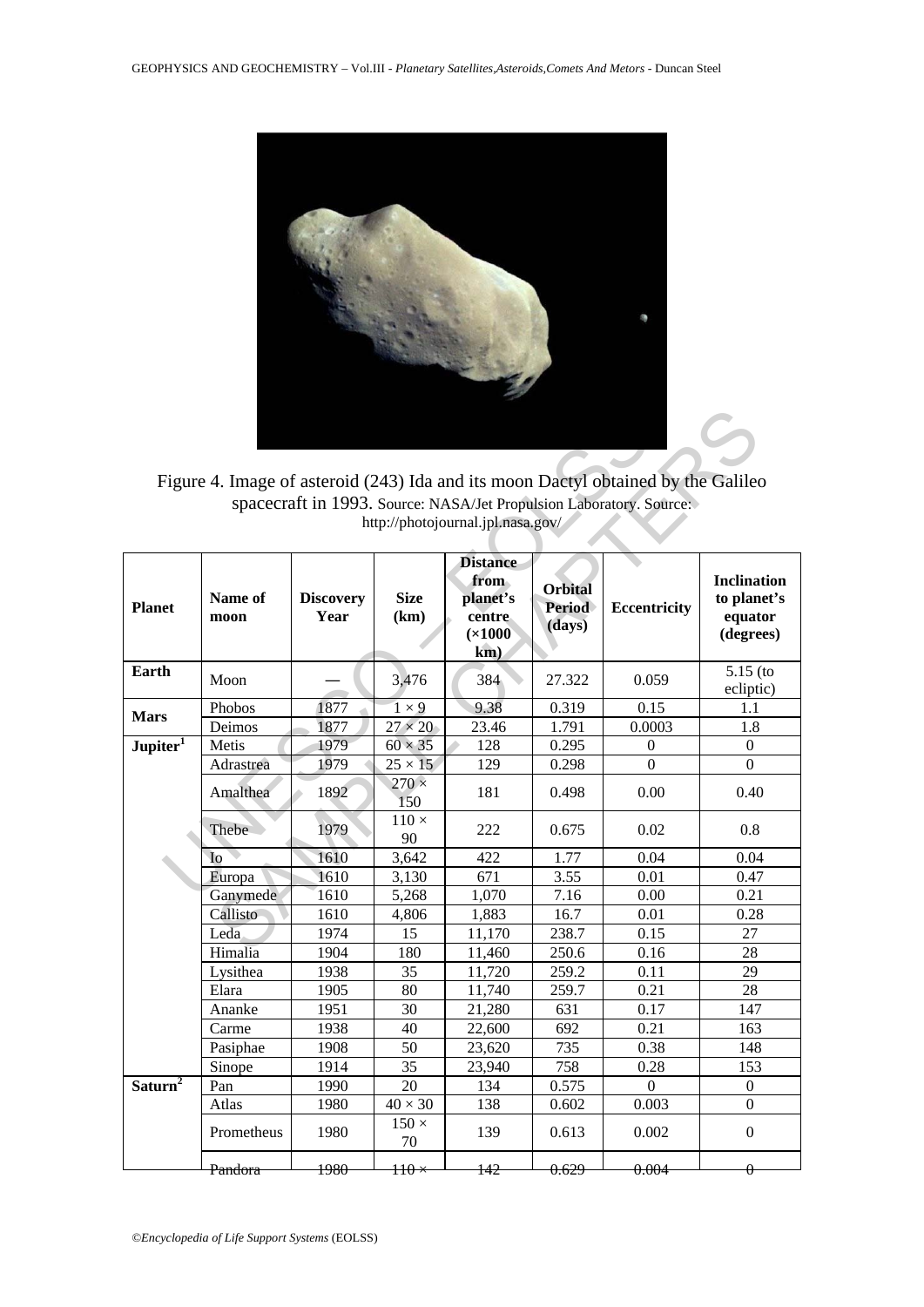Figure 4. Image of asteroid (243) Ida and its moon Dactyl obtained by the Galileo spacecraft in 1993. Source: NASA/Jet Propulsion Laboratory. Source: http://photojournal.jpl.nasa.gov/

| Planet | Name of moon | Discovery Year | Size (km) | Distance from planet's centre (×1000 km) | Orbital Period (days) | Eccentricity | Inclination to planet's equator (degrees) |
|---|---|---|---|---|---|---|---|
| **Earth** | Moon | — | 3,476 | 384 | 27.322 | 0.059 | 5.15 (to ecliptic) |
| **Mars** | Phobos | 1877 | 1 × 9 | 9.38 | 0.319 | 0.15 | 1.1 |
| | Deimos | 1877 | 27 × 20 | 23.46 | 1.791 | 0.0003 | 1.8 |
| **Jupiter**[1] | Metis | 1979 | 60 × 35 | 128 | 0.295 | 0 | 0 |
| | Adrastrea | 1979 | 25 × 15 | 129 | 0.298 | 0 | 0 |
| | Amalthea | 1892 | 270 × 150 | 181 | 0.498 | 0.00 | 0.40 |
| | Thebe | 1979 | 110 × 90 | 222 | 0.675 | 0.02 | 0.8 |
| | Io | 1610 | 3,642 | 422 | 1.77 | 0.04 | 0.04 |
| | Europa | 1610 | 3,130 | 671 | 3.55 | 0.01 | 0.47 |
| | Ganymede | 1610 | 5,268 | 1,070 | 7.16 | 0.00 | 0.21 |
| | Callisto | 1610 | 4,806 | 1,883 | 16.7 | 0.01 | 0.28 |
| | Leda | 1974 | 15 | 11,170 | 238.7 | 0.15 | 27 |
| | Himalia | 1904 | 180 | 11,460 | 250.6 | 0.16 | 28 |
| | Lysithea | 1938 | 35 | 11,720 | 259.2 | 0.11 | 29 |
| | Elara | 1905 | 80 | 11,740 | 259.7 | 0.21 | 28 |
| | Ananke | 1951 | 30 | 21,280 | 631 | 0.17 | 147 |
| | Carme | 1938 | 40 | 22,600 | 692 | 0.21 | 163 |
| | Pasiphae | 1908 | 50 | 23,620 | 735 | 0.38 | 148 |
| | Sinope | 1914 | 35 | 23,940 | 758 | 0.28 | 153 |
| **Saturn**[2] | Pan | 1990 | 20 | 134 | 0.575 | 0 | 0 |
| | Atlas | 1980 | 40 × 30 | 138 | 0.602 | 0.003 | 0 |
| | Prometheus | 1980 | 150 × 70 | 139 | 0.613 | 0.002 | 0 |
| | Pandora | 1980 | 110 × | 142 | 0.629 | 0.004 | 0 |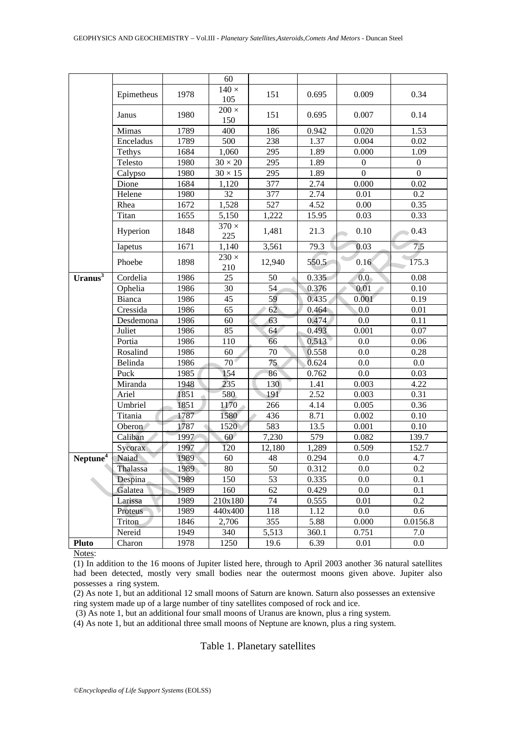| | | | 60 | | | | |
|---|---|---|---|---|---|---|---|
| | Epimetheus | 1978 | 140 × 105 | 151 | 0.695 | 0.009 | 0.34 |
| | Janus | 1980 | 200 × 150 | 151 | 0.695 | 0.007 | 0.14 |
| | Mimas | 1789 | 400 | 186 | 0.942 | 0.020 | 1.53 |
| | Enceladus | 1789 | 500 | 238 | 1.37 | 0.004 | 0.02 |
| | Tethys | 1684 | 1,060 | 295 | 1.89 | 0.000 | 1.09 |
| | Telesto | 1980 | 30 × 20 | 295 | 1.89 | 0 | 0 |
| | Calypso | 1980 | 30 × 15 | 295 | 1.89 | 0 | 0 |
| | Dione | 1684 | 1,120 | 377 | 2.74 | 0.000 | 0.02 |
| | Helene | 1980 | 32 | 377 | 2.74 | 0.01 | 0.2 |
| | Rhea | 1672 | 1,528 | 527 | 4.52 | 0.00 | 0.35 |
| | Titan | 1655 | 5,150 | 1,222 | 15.95 | 0.03 | 0.33 |
| | Hyperion | 1848 | 370 × 225 | 1,481 | 21.3 | 0.10 | 0.43 |
| | Iapetus | 1671 | 1,140 | 3,561 | 79.3 | 0.03 | 7.5 |
| | Phoebe | 1898 | 230 × 210 | 12,940 | 550.5 | 0.16 | 175.3 |
| **Uranus[3]** | Cordelia | 1986 | 25 | 50 | 0.335 | 0.0 | 0.08 |
| | Ophelia | 1986 | 30 | 54 | 0.376 | 0.01 | 0.10 |
| | Bianca | 1986 | 45 | 59 | 0.435 | 0.001 | 0.19 |
| | Cressida | 1986 | 65 | 62 | 0.464 | 0.0 | 0.01 |
| | Desdemona | 1986 | 60 | 63 | 0.474 | 0.0 | 0.11 |
| | Juliet | 1986 | 85 | 64 | 0.493 | 0.001 | 0.07 |
| | Portia | 1986 | 110 | 66 | 0.513 | 0.0 | 0.06 |
| | Rosalind | 1986 | 60 | 70 | 0.558 | 0.0 | 0.28 |
| | Belinda | 1986 | 70 | 75 | 0.624 | 0.0 | 0.0 |
| | Puck | 1985 | 154 | 86 | 0.762 | 0.0 | 0.03 |
| | Miranda | 1948 | 235 | 130 | 1.41 | 0.003 | 4.22 |
| | Ariel | 1851 | 580 | 191 | 2.52 | 0.003 | 0.31 |
| | Umbriel | 1851 | 1170 | 266 | 4.14 | 0.005 | 0.36 |
| | Titania | 1787 | 1580 | 436 | 8.71 | 0.002 | 0.10 |
| | Oberon | 1787 | 1520 | 583 | 13.5 | 0.001 | 0.10 |
| | Caliban | 1997 | 60 | 7,230 | 579 | 0.082 | 139.7 |
| | Sycorax | 1997 | 120 | 12,180 | 1,289 | 0.509 | 152.7 |
| **Neptune[4]** | Naiad | 1989 | 60 | 48 | 0.294 | 0.0 | 4.7 |
| | Thalassa | 1989 | 80 | 50 | 0.312 | 0.0 | 0.2 |
| | Despina | 1989 | 150 | 53 | 0.335 | 0.0 | 0.1 |
| | Galatea | 1989 | 160 | 62 | 0.429 | 0.0 | 0.1 |
| | Larissa | 1989 | 210x180 | 74 | 0.555 | 0.01 | 0.2 |
| | Proteus | 1989 | 440x400 | 118 | 1.12 | 0.0 | 0.6 |
| | Triton | 1846 | 2,706 | 355 | 5.88 | 0.000 | 0.0156.8 |
| | Nereid | 1949 | 340 | 5,513 | 360.1 | 0.751 | 7.0 |
| **Pluto** | Charon | 1978 | 1250 | 19.6 | 6.39 | 0.01 | 0.0 |

Notes:

(1) In addition to the 16 moons of Jupiter listed here, through to April 2003 another 36 natural satellites had been detected, mostly very small bodies near the outermost moons given above. Jupiter also possesses a ring system.

(2) As note 1, but an additional 12 small moons of Saturn are known. Saturn also possesses an extensive ring system made up of a large number of tiny satellites composed of rock and ice.

(3) As note 1, but an additional four small moons of Uranus are known, plus a ring system.

(4) As note 1, but an additional three small moons of Neptune are known, plus a ring system.

Table 1. Planetary satellites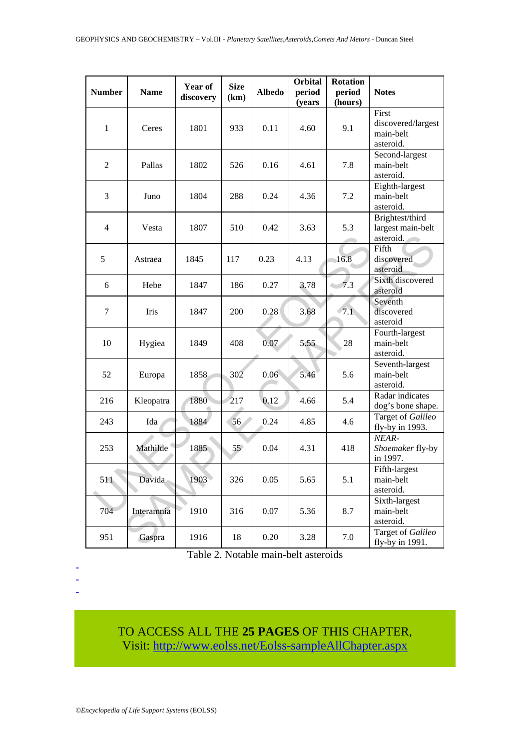| Number | Name | Year of discovery | Size (km) | Albedo | Orbital period (years | Rotation period (hours) | Notes |
|---|---|---|---|---|---|---|---|
| 1 | Ceres | 1801 | 933 | 0.11 | 4.60 | 9.1 | First discovered/largest main-belt asteroid. |
| 2 | Pallas | 1802 | 526 | 0.16 | 4.61 | 7.8 | Second-largest main-belt asteroid. |
| 3 | Juno | 1804 | 288 | 0.24 | 4.36 | 7.2 | Eighth-largest main-belt asteroid. |
| 4 | Vesta | 1807 | 510 | 0.42 | 3.63 | 5.3 | Brightest/third largest main-belt asteroid. |
| 5 | Astraea | 1845 | 117 | 0.23 | 4.13 | 16.8 | Fifth discovered asteroid |
| 6 | Hebe | 1847 | 186 | 0.27 | 3.78 | 7.3 | Sixth discovered asteroid |
| 7 | Iris | 1847 | 200 | 0.28 | 3.68 | 7.1 | Seventh discovered asteroid |
| 10 | Hygiea | 1849 | 408 | 0.07 | 5.55 | 28 | Fourth-largest main-belt asteroid. |
| 52 | Europa | 1858 | 302 | 0.06 | 5.46 | 5.6 | Seventh-largest main-belt asteroid. |
| 216 | Kleopatra | 1880 | 217 | 0.12 | 4.66 | 5.4 | Radar indicates dog's bone shape. |
| 243 | Ida | 1884 | 56 | 0.24 | 4.85 | 4.6 | Target of *Galileo* fly-by in 1993. |
| 253 | Mathilde | 1885 | 55 | 0.04 | 4.31 | 418 | *NEAR-Shoemaker* fly-by in 1997. |
| 511 | Davida | 1903 | 326 | 0.05 | 5.65 | 5.1 | Fifth-largest main-belt asteroid. |
| 704 | Interamnia | 1910 | 316 | 0.07 | 5.36 | 8.7 | Sixth-largest main-belt asteroid. |
| 951 | Gaspra | 1916 | 18 | 0.20 | 3.28 | 7.0 | Target of *Galileo* fly-by in 1991. |

Table 2. Notable main-belt asteroids

-
-
-

TO ACCESS ALL THE **25 PAGES** OF THIS CHAPTER,
Visit: http://www.eolss.net/Eolss-sampleAllChapter.aspx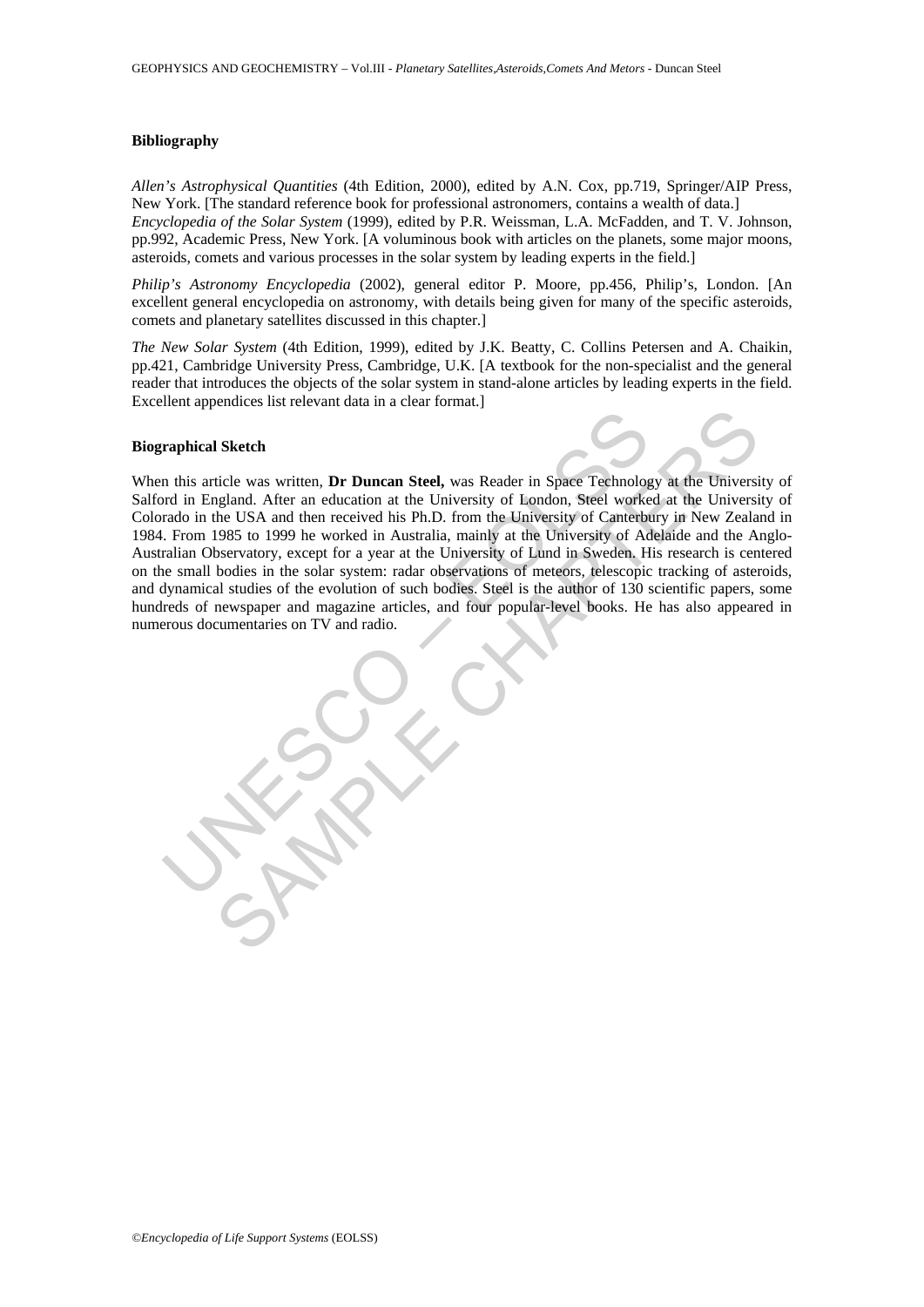### Bibliography

*Allen's Astrophysical Quantities* (4th Edition, 2000), edited by A.N. Cox, pp.719, Springer/AIP Press, New York. [The standard reference book for professional astronomers, contains a wealth of data.]

*Encyclopedia of the Solar System* (1999), edited by P.R. Weissman, L.A. McFadden, and T. V. Johnson, pp.992, Academic Press, New York. [A voluminous book with articles on the planets, some major moons, asteroids, comets and various processes in the solar system by leading experts in the field.]

*Philip's Astronomy Encyclopedia* (2002), general editor P. Moore, pp.456, Philip's, London. [An excellent general encyclopedia on astronomy, with details being given for many of the specific asteroids, comets and planetary satellites discussed in this chapter.]

*The New Solar System* (4th Edition, 1999), edited by J.K. Beatty, C. Collins Petersen and A. Chaikin, pp.421, Cambridge University Press, Cambridge, U.K. [A textbook for the non-specialist and the general reader that introduces the objects of the solar system in stand-alone articles by leading experts in the field. Excellent appendices list relevant data in a clear format.]

### Biographical Sketch

When this article was written, **Dr Duncan Steel,** was Reader in Space Technology at the University of Salford in England. After an education at the University of London, Steel worked at the University of Colorado in the USA and then received his Ph.D. from the University of Canterbury in New Zealand in 1984. From 1985 to 1999 he worked in Australia, mainly at the University of Adelaide and the Anglo-Australian Observatory, except for a year at the University of Lund in Sweden. His research is centered on the small bodies in the solar system: radar observations of meteors, telescopic tracking of asteroids, and dynamical studies of the evolution of such bodies. Steel is the author of 130 scientific papers, some hundreds of newspaper and magazine articles, and four popular-level books. He has also appeared in numerous documentaries on TV and radio.